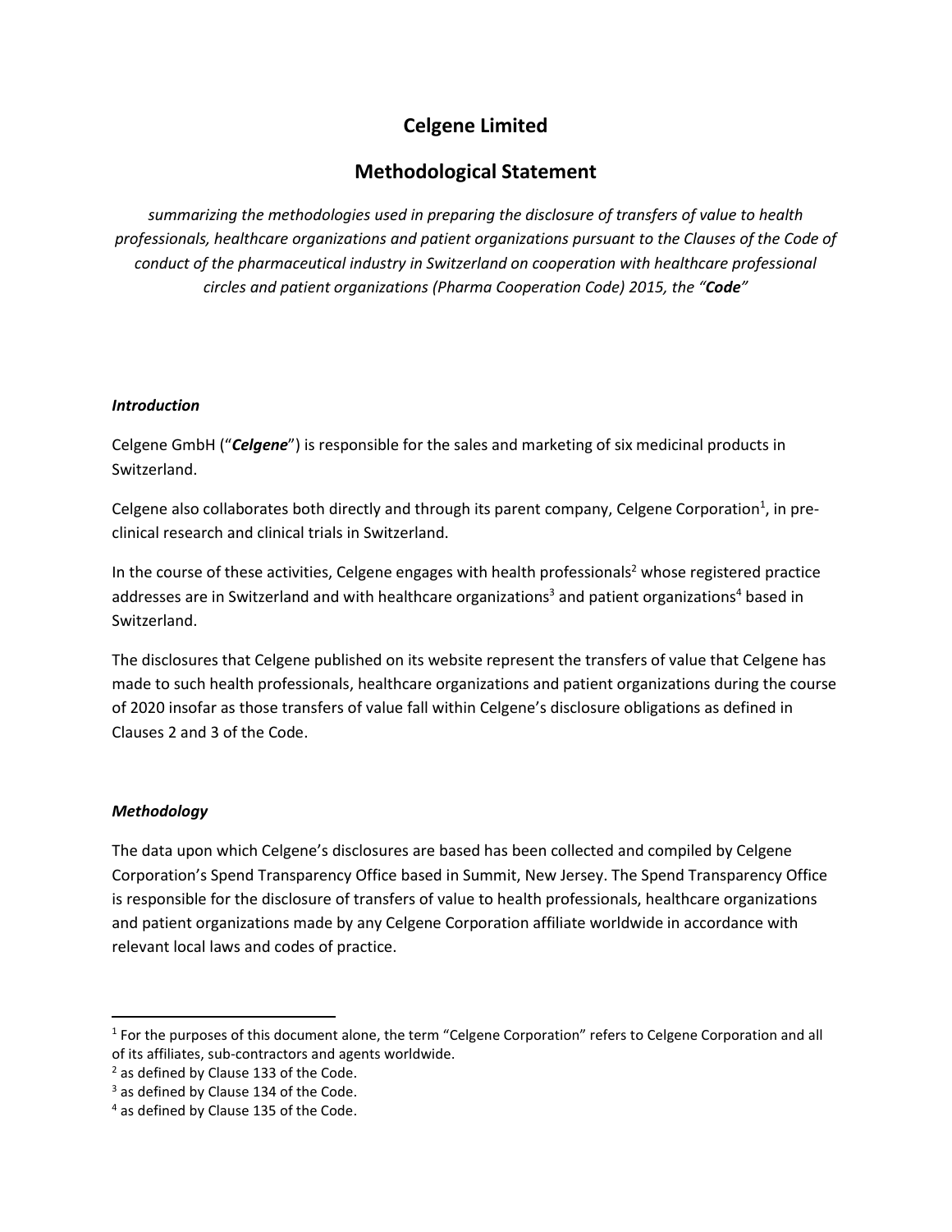# Celgene Limited

## Methodological Statement

*summarizing the methodologies used in preparing the disclosure of transfers of value to health professionals, healthcare organizations and patient organizations pursuant to the Clauses of the Code of conduct of the pharmaceutical industry in Switzerland on cooperation with healthcare professional circles and patient organizations (Pharma Cooperation Code) 2015, the "**Code**"*

### *Introduction*

Celgene GmbH ("***Celgene***") is responsible for the sales and marketing of six medicinal products in Switzerland.

Celgene also collaborates both directly and through its parent company, Celgene Corporation[1], in pre-clinical research and clinical trials in Switzerland.

In the course of these activities, Celgene engages with health professionals[2] whose registered practice addresses are in Switzerland and with healthcare organizations[3] and patient organizations[4] based in Switzerland.

The disclosures that Celgene published on its website represent the transfers of value that Celgene has made to such health professionals, healthcare organizations and patient organizations during the course of 2020 insofar as those transfers of value fall within Celgene's disclosure obligations as defined in Clauses 2 and 3 of the Code.

### *Methodology*

The data upon which Celgene's disclosures are based has been collected and compiled by Celgene Corporation's Spend Transparency Office based in Summit, New Jersey. The Spend Transparency Office is responsible for the disclosure of transfers of value to health professionals, healthcare organizations and patient organizations made by any Celgene Corporation affiliate worldwide in accordance with relevant local laws and codes of practice.

---

[1] For the purposes of this document alone, the term "Celgene Corporation" refers to Celgene Corporation and all of its affiliates, sub-contractors and agents worldwide.

[2] as defined by Clause 133 of the Code.

[3] as defined by Clause 134 of the Code.

[4] as defined by Clause 135 of the Code.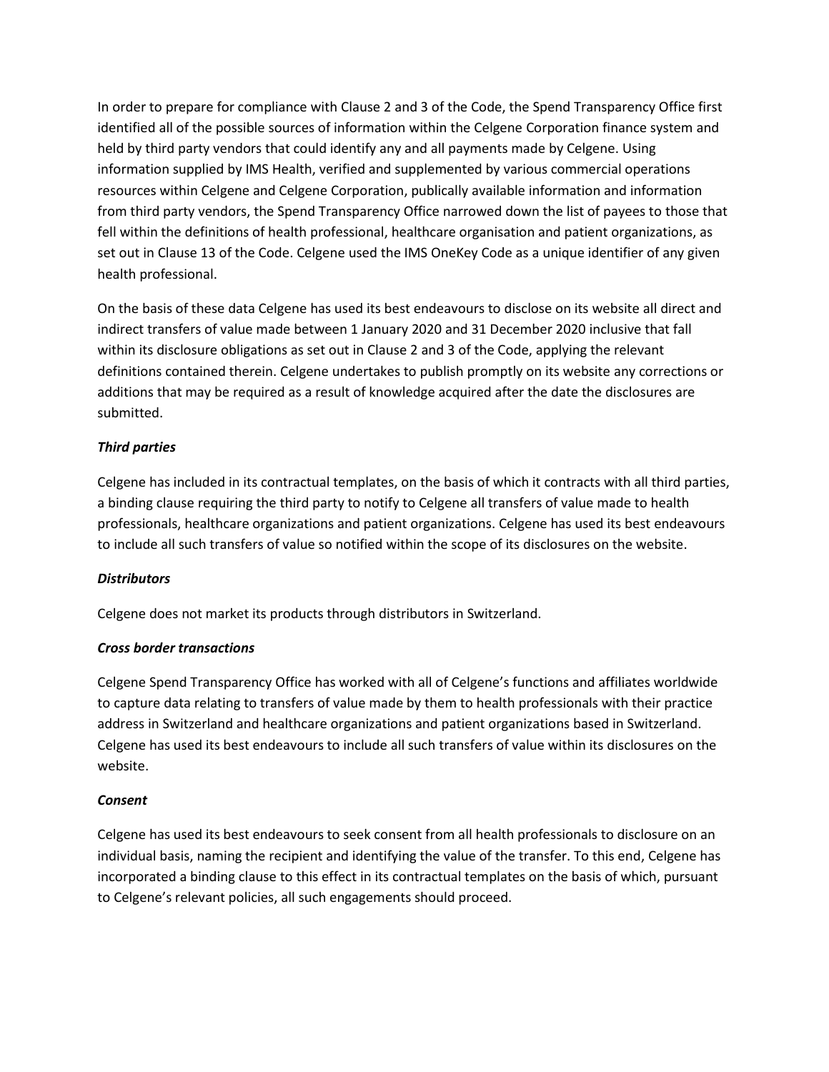In order to prepare for compliance with Clause 2 and 3 of the Code, the Spend Transparency Office first identified all of the possible sources of information within the Celgene Corporation finance system and held by third party vendors that could identify any and all payments made by Celgene. Using information supplied by IMS Health, verified and supplemented by various commercial operations resources within Celgene and Celgene Corporation, publically available information and information from third party vendors, the Spend Transparency Office narrowed down the list of payees to those that fell within the definitions of health professional, healthcare organisation and patient organizations, as set out in Clause 13 of the Code. Celgene used the IMS OneKey Code as a unique identifier of any given health professional.

On the basis of these data Celgene has used its best endeavours to disclose on its website all direct and indirect transfers of value made between 1 January 2020 and 31 December 2020 inclusive that fall within its disclosure obligations as set out in Clause 2 and 3 of the Code, applying the relevant definitions contained therein. Celgene undertakes to publish promptly on its website any corrections or additions that may be required as a result of knowledge acquired after the date the disclosures are submitted.

***Third parties***

Celgene has included in its contractual templates, on the basis of which it contracts with all third parties, a binding clause requiring the third party to notify to Celgene all transfers of value made to health professionals, healthcare organizations and patient organizations. Celgene has used its best endeavours to include all such transfers of value so notified within the scope of its disclosures on the website.

***Distributors***

Celgene does not market its products through distributors in Switzerland.

***Cross border transactions***

Celgene Spend Transparency Office has worked with all of Celgene's functions and affiliates worldwide to capture data relating to transfers of value made by them to health professionals with their practice address in Switzerland and healthcare organizations and patient organizations based in Switzerland. Celgene has used its best endeavours to include all such transfers of value within its disclosures on the website.

***Consent***

Celgene has used its best endeavours to seek consent from all health professionals to disclosure on an individual basis, naming the recipient and identifying the value of the transfer. To this end, Celgene has incorporated a binding clause to this effect in its contractual templates on the basis of which, pursuant to Celgene's relevant policies, all such engagements should proceed.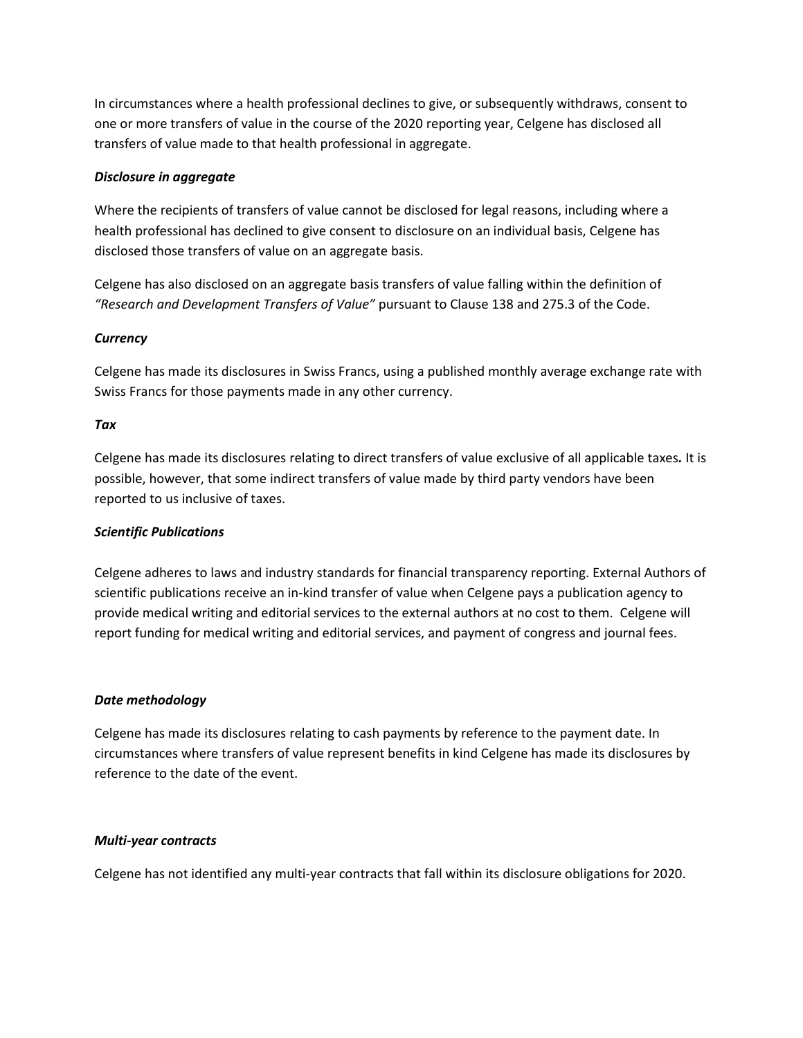In circumstances where a health professional declines to give, or subsequently withdraws, consent to one or more transfers of value in the course of the 2020 reporting year, Celgene has disclosed all transfers of value made to that health professional in aggregate.

***Disclosure in aggregate***

Where the recipients of transfers of value cannot be disclosed for legal reasons, including where a health professional has declined to give consent to disclosure on an individual basis, Celgene has disclosed those transfers of value on an aggregate basis.

Celgene has also disclosed on an aggregate basis transfers of value falling within the definition of *"Research and Development Transfers of Value"* pursuant to Clause 138 and 275.3 of the Code.

***Currency***

Celgene has made its disclosures in Swiss Francs, using a published monthly average exchange rate with Swiss Francs for those payments made in any other currency.

***Tax***

Celgene has made its disclosures relating to direct transfers of value exclusive of all applicable taxes**.** It is possible, however, that some indirect transfers of value made by third party vendors have been reported to us inclusive of taxes.

***Scientific Publications***

Celgene adheres to laws and industry standards for financial transparency reporting. External Authors of scientific publications receive an in-kind transfer of value when Celgene pays a publication agency to provide medical writing and editorial services to the external authors at no cost to them. Celgene will report funding for medical writing and editorial services, and payment of congress and journal fees.

***Date methodology***

Celgene has made its disclosures relating to cash payments by reference to the payment date. In circumstances where transfers of value represent benefits in kind Celgene has made its disclosures by reference to the date of the event.

***Multi-year contracts***

Celgene has not identified any multi-year contracts that fall within its disclosure obligations for 2020.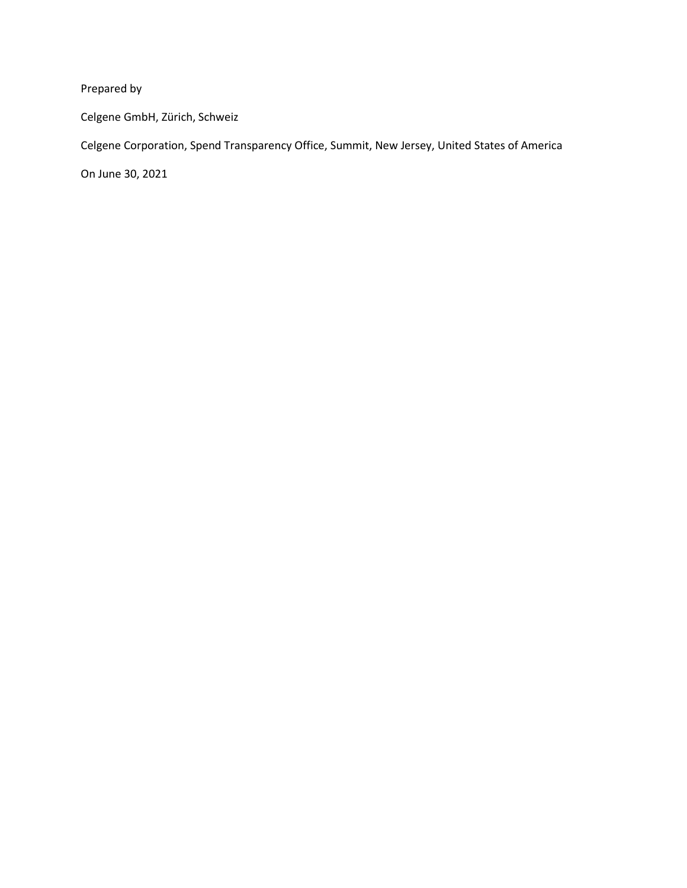Prepared by

Celgene GmbH, Zürich, Schweiz

Celgene Corporation, Spend Transparency Office, Summit, New Jersey, United States of America

On June 30, 2021